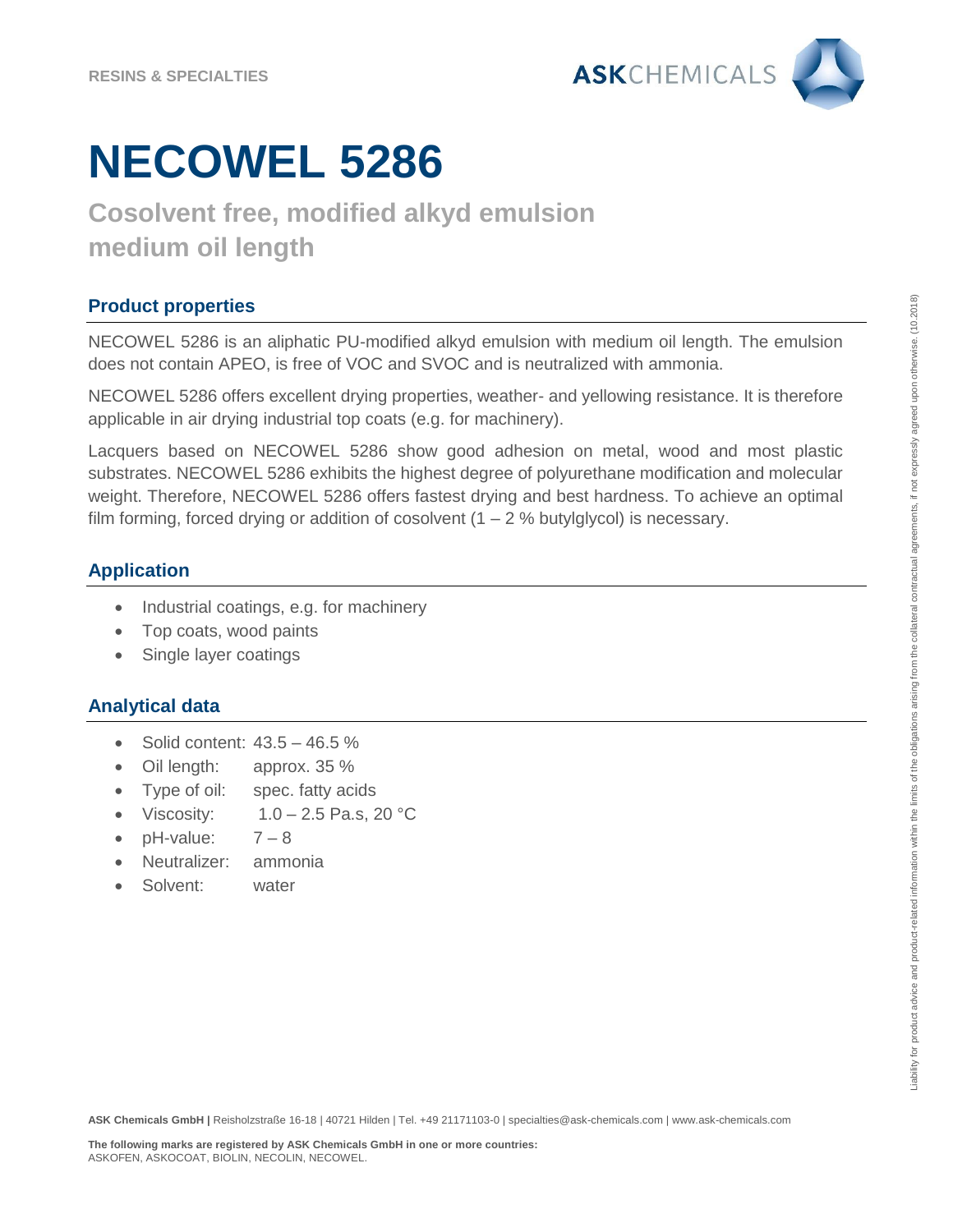RESINS & SPECIALTIES

# NECOWEL 5286

## Cosolvent free, modified alkyd emulsion medium oil length

### Product properties

NECOWEL 5286 is an aliphatic PU-modified alkyd emulsion with medium oil length. The emulsion does not contain APEO, is free of VOC and SVOC and is neutralized with ammonia.

NECOWEL 5286 offers excellent drying properties, weather- and yellowing resistance. It is therefore applicable in air drying industrial top coats (e.g. for machinery).

Lacquers based on NECOWEL 5286 show good adhesion on metal, wood and most plastic substrates. NECOWEL 5286 exhibits the highest degree of polyurethane modification and molecular weight. Therefore, NECOWEL 5286 offers fastest drying and best hardness. To achieve an optimal film forming, forced drying or addition of cosolvent (1 – 2 % butylglycol) is necessary.

### Application

- Industrial coatings, e.g. for machinery
- Top coats, wood paints
- Single layer coatings

### Analytical data

- Solid content: 43.5 – 46.5 %
- Oil length: approx. 35 %
- Type of oil: spec. fatty acids
- Viscosity: 1.0 – 2.5 Pa.s, 20 °C
- pH-value: 7 – 8
- Neutralizer: ammonia
- Solvent: water

Liability for product advice and product-related information within the limits of the obligations arising from the collateral contractual agreements, if not expressly agreed upon otherwise. (10.2018)

**ASK Chemicals GmbH |** Reisholzstraße 16-18 | 40721 Hilden | Tel. +49 21171103-0 | specialties@ask-chemicals.com | www.ask-chemicals.com

**The following marks are registered by ASK Chemicals GmbH in one or more countries:**
ASKOFEN, ASKOCOAT, BIOLIN, NECOLIN, NECOWEL.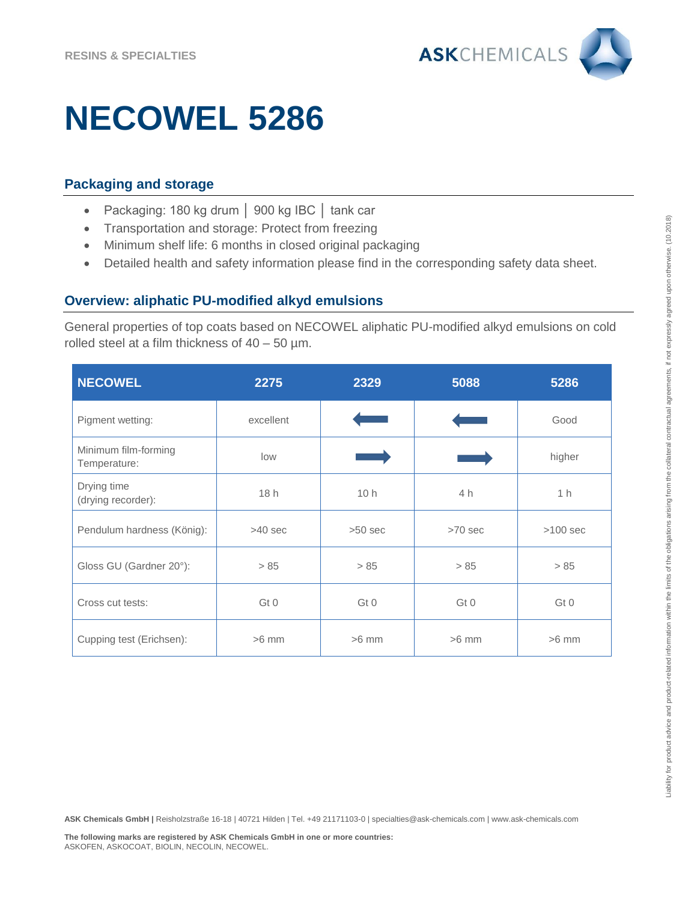RESINS & SPECIALTIES

# NECOWEL 5286

## Packaging and storage

- Packaging: 180 kg drum │ 900 kg IBC │ tank car
- Transportation and storage: Protect from freezing
- Minimum shelf life: 6 months in closed original packaging
- Detailed health and safety information please find in the corresponding safety data sheet.

## Overview: aliphatic PU-modified alkyd emulsions

General properties of top coats based on NECOWEL aliphatic PU-modified alkyd emulsions on cold rolled steel at a film thickness of 40 – 50 µm.

| NECOWEL | 2275 | 2329 | 5088 | 5286 |
|---|---|---|---|---|
| Pigment wetting: | excellent | ← | ← | Good |
| Minimum film-forming Temperature: | low | → | → | higher |
| Drying time (drying recorder): | 18 h | 10 h | 4 h | 1 h |
| Pendulum hardness (König): | >40 sec | >50 sec | >70 sec | >100 sec |
| Gloss GU (Gardner 20°): | > 85 | > 85 | > 85 | > 85 |
| Cross cut tests: | Gt 0 | Gt 0 | Gt 0 | Gt 0 |
| Cupping test (Erichsen): | >6 mm | >6 mm | >6 mm | >6 mm |

**ASK Chemicals GmbH |** Reisholzstraße 16-18 | 40721 Hilden | Tel. +49 21171103-0 | specialties@ask-chemicals.com | www.ask-chemicals.com

**The following marks are registered by ASK Chemicals GmbH in one or more countries:**
ASKOFEN, ASKOCOAT, BIOLIN, NECOLIN, NECOWEL.

Liability for product advice and product-related information within the limits of the obligations arising from the collateral contractual agreements, if not expressly agreed upon otherwise. (10.2018)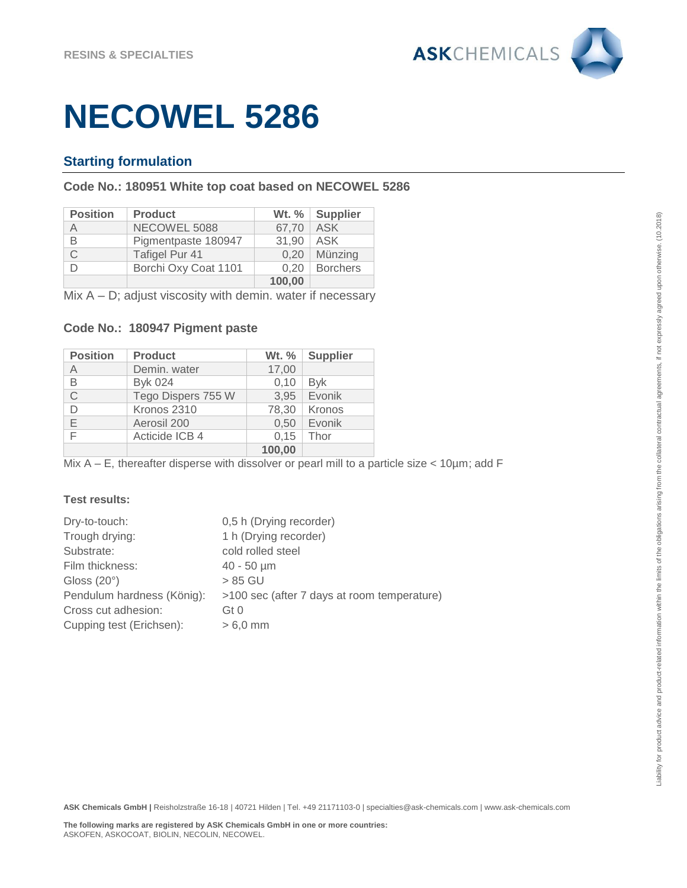# NECOWEL 5286

## Starting formulation

### Code No.: 180951 White top coat based on NECOWEL 5286

| Position | Product | Wt. % | Supplier |
|---|---|---|---|
| A | NECOWEL 5088 | 67,70 | ASK |
| B | Pigmentpaste 180947 | 31,90 | ASK |
| C | Tafigel Pur 41 | 0,20 | Münzing |
| D | Borchi Oxy Coat 1101 | 0,20 | Borchers |
| | | **100,00** | |

Mix A – D; adjust viscosity with demin. water if necessary

### Code No.: 180947 Pigment paste

| Position | Product | Wt. % | Supplier |
|---|---|---|---|
| A | Demin. water | 17,00 | |
| B | Byk 024 | 0,10 | Byk |
| C | Tego Dispers 755 W | 3,95 | Evonik |
| D | Kronos 2310 | 78,30 | Kronos |
| E | Aerosil 200 | 0,50 | Evonik |
| F | Acticide ICB 4 | 0,15 | Thor |
| | | **100,00** | |

Mix A – E, thereafter disperse with dissolver or pearl mill to a particle size < 10µm; add F

**Test results:**

| | |
|---|---|
| Dry-to-touch: | 0,5 h (Drying recorder) |
| Trough drying: | 1 h (Drying recorder) |
| Substrate: | cold rolled steel |
| Film thickness: | 40 - 50 µm |
| Gloss (20°) | > 85 GU |
| Pendulum hardness (König): | >100 sec (after 7 days at room temperature) |
| Cross cut adhesion: | Gt 0 |
| Cupping test (Erichsen): | > 6,0 mm |

Liability for product advice and product-related information within the limits of the obligations arising from the collateral contractual agreements, if not expressly agreed upon otherwise. (10.2018)

**ASK Chemicals GmbH |** Reisholzstraße 16-18 | 40721 Hilden | Tel. +49 21171103-0 | specialties@ask-chemicals.com | www.ask-chemicals.com

**The following marks are registered by ASK Chemicals GmbH in one or more countries:**
ASKOFEN, ASKOCOAT, BIOLIN, NECOLIN, NECOWEL.